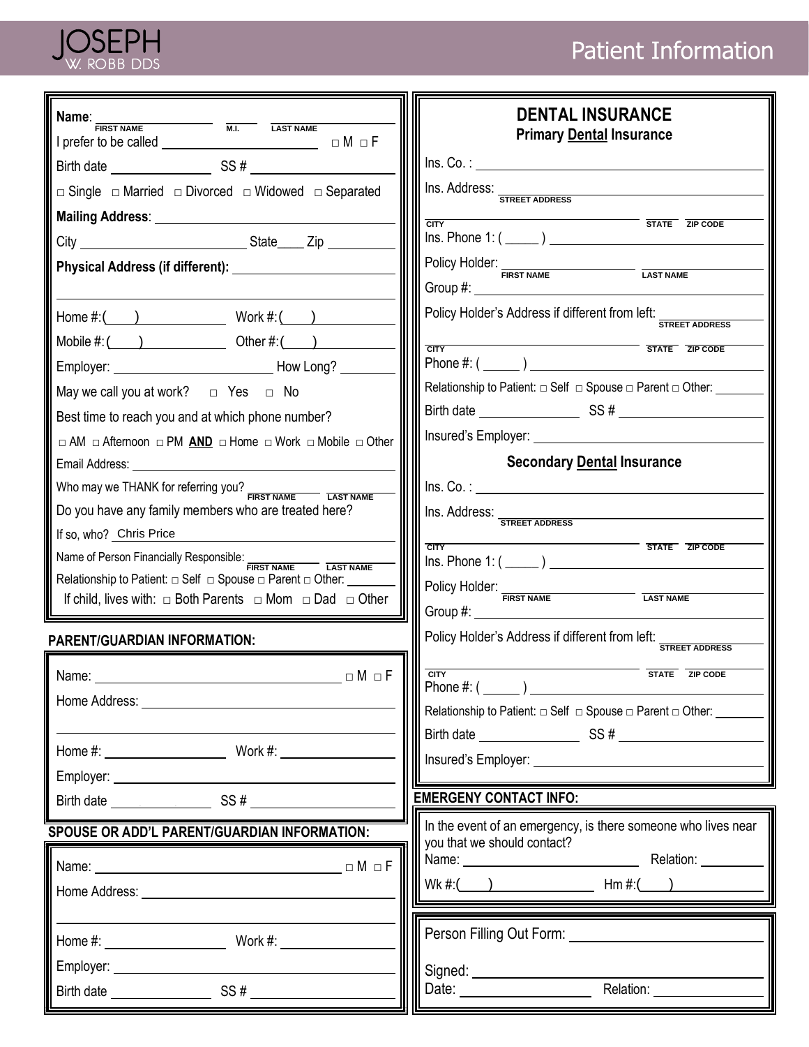# JOSEPH W. ROBB DDS

# Patient Information

Name: ________________ (FIRST NAME) ____ (M.I.) ________________ (LAST NAME)

I prefer to be called ______________________ □ M □ F

Birth date ______________ SS # ______________

□ Single □ Married □ Divorced □ Widowed □ Separated

**Mailing Address**: ______________________

City ______________________ State____ Zip ________

**Physical Address (if different):** ______________________

Home #:(\_\_\_) ____________ Work #:(\_\_\_) ____________

Mobile #:(\_\_\_) ____________ Other #:(\_\_\_) ____________

Employer: ______________________ How Long? ________

May we call you at work? □ Yes □ No

Best time to reach you and at which phone number?

□ AM □ Afternoon □ PM **AND** □ Home □ Work □ Mobile □ Other

Email Address: ______________________

Who may we THANK for referring you? ____________ (FIRST NAME) ____________ (LAST NAME)

Do you have any family members who are treated here?

If so, who? Chris Price

Name of Person Financially Responsible: ____________ (FIRST NAME) ____________ (LAST NAME)

Relationship to Patient: □ Self □ Spouse □ Parent □ Other: ________

If child, lives with: □ Both Parents □ Mom □ Dad □ Other

## PARENT/GUARDIAN INFORMATION:

Name: ______________________ □ M □ F

Home Address: ______________________

Home #: ______________ Work #: ______________

Employer: ______________________

Birth date ______________ SS # ______________

## SPOUSE OR ADD'L PARENT/GUARDIAN INFORMATION:

Name: ______________________ □ M □ F

Home Address: ______________________

Home #: ______________ Work #: ______________

Employer: ______________________

Birth date ______________ SS # ______________

## DENTAL INSURANCE

### Primary **Dental** Insurance

Ins. Co. : ______________________

Ins. Address: ______________________ (STREET ADDRESS)

______________ (CITY) ______ (STATE) ______ (ZIP CODE)

Ins. Phone 1: ( \_\_\_\_\_ ) ______________________

Policy Holder: ____________ (FIRST NAME) ____________ (LAST NAME)

Group #: ______________________

Policy Holder's Address if different from left: ______________ (STREET ADDRESS)

______________ (CITY) ______ (STATE) ______ (ZIP CODE)

Phone #: ( \_\_\_\_\_ ) ______________________

Relationship to Patient: □ Self □ Spouse □ Parent □ Other: ________

Birth date ______________ SS # ______________

Insured's Employer: ______________________

### Secondary **Dental** Insurance

Ins. Co. : ______________________

Ins. Address: ______________________ (STREET ADDRESS)

______________ (CITY) ______ (STATE) ______ (ZIP CODE)

Ins. Phone 1: ( \_\_\_\_\_ ) ______________________

Policy Holder: ____________ (FIRST NAME) ____________ (LAST NAME)

Group #: ______________________

Policy Holder's Address if different from left: ______________ (STREET ADDRESS)

______________ (CITY) ______ (STATE) ______ (ZIP CODE)

Phone #: ( \_\_\_\_\_ ) ______________________

Relationship to Patient: □ Self □ Spouse □ Parent □ Other: ________

Birth date ______________ SS # ______________

Insured's Employer: ______________________

## EMERGENY CONTACT INFO:

In the event of an emergency, is there someone who lives near you that we should contact?

Name: ______________________ Relation: ________

Wk #:(\_\_\_) ____________ Hm #:(\_\_\_) ____________

Person Filling Out Form: ______________________

Signed: ______________________

Date: ______________ Relation: ______________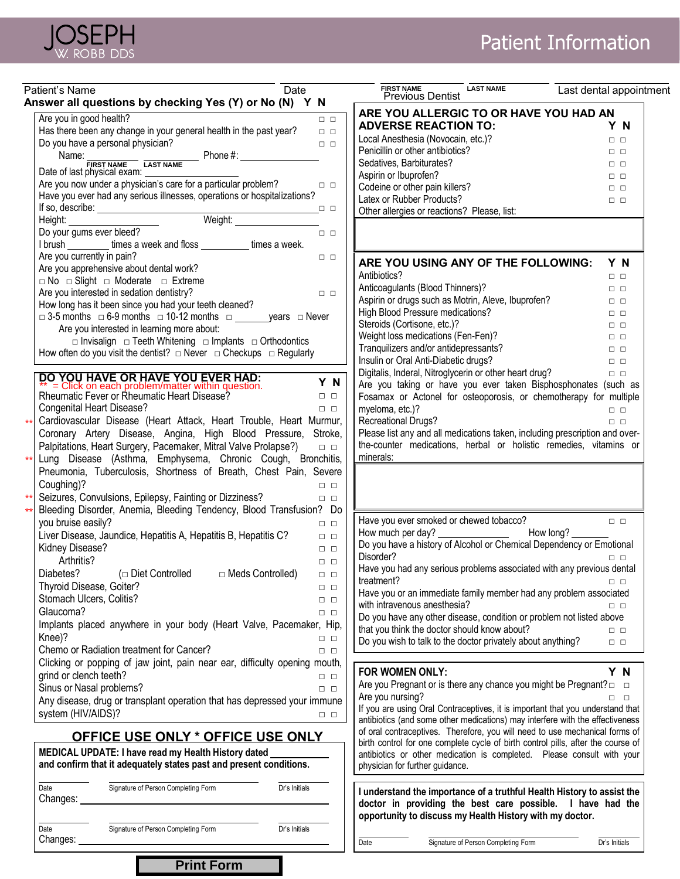# JOSEPH W. ROBB DDS

# Patient Information

Patient's Name ________________________ Date ____________

Previous Dentist ______ FIRST NAME ______ LAST NAME ______ Last dental appointment ______________

**Answer all questions by checking Yes (Y) or No (N)** **Y N**

| | Y | N |
|---|---|---|
| Are you in good health? | □ | □ |
| Has there been any change in your general health in the past year? | □ | □ |
| Do you have a personal physician? | □ | □ |

Name: ____________ ____________ Phone #: ______________
FIRST NAME LAST NAME

Date of last physical exam: ______________

| | Y | N |
|---|---|---|
| Are you now under a physician's care for a particular problem? | □ | □ |
| Have you ever had any serious illnesses, operations or hospitalizations? If so, describe: ______________ | □ | □ |

Height: ____________ Weight: ____________

| | Y | N |
|---|---|---|
| Do your gums ever bleed? | □ | □ |

I brush ________ times a week and floss ________ times a week.

| | Y | N |
|---|---|---|
| Are you currently in pain? | □ | □ |

Are you apprehensive about dental work?
□ No □ Slight □ Moderate □ Extreme

| | Y | N |
|---|---|---|
| Are you interested in sedation dentistry? | □ | □ |

How long has it been since you had your teeth cleaned?
□ 3-5 months □ 6-9 months □ 10-12 months □ _______years □ Never

Are you interested in learning more about:
□ Invisalign □ Teeth Whitening □ Implants □ Orthodontics

How often do you visit the dentist? □ Never □ Checkups □ Regularly

## DO YOU HAVE OR HAVE YOU EVER HAD:

** = Click on each problem/matter within question.

| | Y | N |
|---|---|---|
| Rheumatic Fever or Rheumatic Heart Disease? | □ | □ |
| Congenital Heart Disease? | □ | □ |
| ** Cardiovascular Disease (Heart Attack, Heart Trouble, Heart Murmur, Coronary Artery Disease, Angina, High Blood Pressure, Stroke, Palpitations, Heart Surgery, Pacemaker, Mitral Valve Prolapse?) | □ | □ |
| ** Lung Disease (Asthma, Emphysema, Chronic Cough, Bronchitis, Pneumonia, Tuberculosis, Shortness of Breath, Chest Pain, Severe Coughing)? | □ | □ |
| ** Seizures, Convulsions, Epilepsy, Fainting or Dizziness? | □ | □ |
| ** Bleeding Disorder, Anemia, Bleeding Tendency, Blood Transfusion? Do you bruise easily? | □ | □ |
| Liver Disease, Jaundice, Hepatitis A, Hepatitis B, Hepatitis C? | □ | □ |
| Kidney Disease? | □ | □ |
| Arthritis? | □ | □ |
| Diabetes? (□ Diet Controlled □ Meds Controlled) | □ | □ |
| Thyroid Disease, Goiter? | □ | □ |
| Stomach Ulcers, Colitis? | □ | □ |
| Glaucoma? | □ | □ |
| Implants placed anywhere in your body (Heart Valve, Pacemaker, Hip, Knee)? | □ | □ |
| Chemo or Radiation treatment for Cancer? | □ | □ |
| Clicking or popping of jaw joint, pain near ear, difficulty opening mouth, grind or clench teeth? | □ | □ |
| Sinus or Nasal problems? | □ | □ |
| Any disease, drug or transplant operation that has depressed your immune system (HIV/AIDS)? | □ | □ |

## ARE YOU ALLERGIC TO OR HAVE YOU HAD AN ADVERSE REACTION TO:

| | Y | N |
|---|---|---|
| Local Anesthesia (Novocain, etc.)? | □ | □ |
| Penicillin or other antibiotics? | □ | □ |
| Sedatives, Barbiturates? | □ | □ |
| Aspirin or Ibuprofen? | □ | □ |
| Codeine or other pain killers? | □ | □ |
| Latex or Rubber Products? | □ | □ |

Other allergies or reactions? Please, list:

______________________________

## ARE YOU USING ANY OF THE FOLLOWING:

| | Y | N |
|---|---|---|
| Antibiotics? | □ | □ |
| Anticoagulants (Blood Thinners)? | □ | □ |
| Aspirin or drugs such as Motrin, Aleve, Ibuprofen? | □ | □ |
| High Blood Pressure medications? | □ | □ |
| Steroids (Cortisone, etc.)? | □ | □ |
| Weight loss medications (Fen-Fen)? | □ | □ |
| Tranquilizers and/or antidepressants? | □ | □ |
| Insulin or Oral Anti-Diabetic drugs? | □ | □ |
| Digitalis, Inderal, Nitroglycerin or other heart drug? | □ | □ |
| Are you taking or have you ever taken Bisphosphonates (such as Fosamax or Actonel for osteoporosis, or chemotherapy for multiple myeloma, etc.)? | □ | □ |
| Recreational Drugs? | □ | □ |

Please list any and all medications taken, including prescription and over-the-counter medications, herbal or holistic remedies, vitamins or minerals:

______________________________

| | Y | N |
|---|---|---|
| Have you ever smoked or chewed tobacco? | □ | □ |

How much per day? ____________ How long? ________

| | Y | N |
|---|---|---|
| Do you have a history of Alcohol or Chemical Dependency or Emotional Disorder? | □ | □ |
| Have you had any serious problems associated with any previous dental treatment? | □ | □ |
| Have you or an immediate family member had any problem associated with intravenous anesthesia? | □ | □ |
| Do you have any other disease, condition or problem not listed above that you think the doctor should know about? | □ | □ |
| Do you wish to talk to the doctor privately about anything? | □ | □ |

## FOR WOMEN ONLY:

| | Y | N |
|---|---|---|
| Are you Pregnant or is there any chance you might be Pregnant? | □ | □ |
| Are you nursing? | □ | □ |

If you are using Oral Contraceptives, it is important that you understand that antibiotics (and some other medications) may interfere with the effectiveness of oral contraceptives. Therefore, you will need to use mechanical forms of birth control for one complete cycle of birth control pills, after the course of antibiotics or other medication is completed. Please consult with your physician for further guidance.

**I understand the importance of a truthful Health History to assist the doctor in providing the best care possible. I have had the opportunity to discuss my Health History with my doctor.**

Date ________ Signature of Person Completing Form ________________ Dr's Initials ________

## OFFICE USE ONLY * OFFICE USE ONLY

**MEDICAL UPDATE: I have read my Health History dated ____________ and confirm that it adequately states past and present conditions.**

Date ________ Signature of Person Completing Form ________________ Dr's Initials ________

Changes: ______________________________

Date ________ Signature of Person Completing Form ________________ Dr's Initials ________

Changes: ______________________________

Print Form